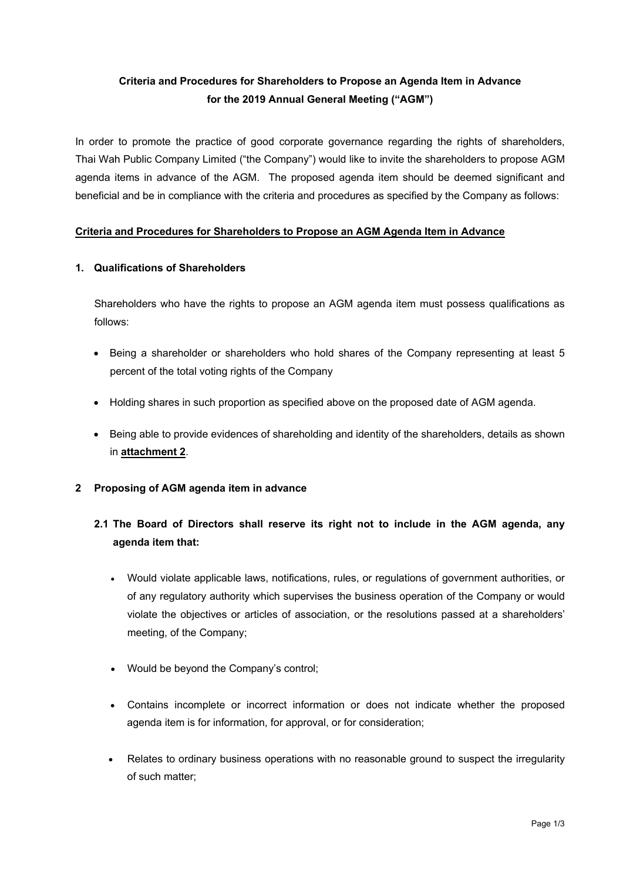**Criteria and Procedures for Shareholders to Propose an Agenda Item in Advance for the 2019 Annual General Meeting ("AGM")**

In order to promote the practice of good corporate governance regarding the rights of shareholders, Thai Wah Public Company Limited ("the Company") would like to invite the shareholders to propose AGM agenda items in advance of the AGM. The proposed agenda item should be deemed significant and beneficial and be in compliance with the criteria and procedures as specified by the Company as follows:

**<u>Criteria and Procedures for Shareholders to Propose an AGM Agenda Item in Advance</u>**

### 1. Qualifications of Shareholders

Shareholders who have the rights to propose an AGM agenda item must possess qualifications as follows:

- Being a shareholder or shareholders who hold shares of the Company representing at least 5 percent of the total voting rights of the Company
- Holding shares in such proportion as specified above on the proposed date of AGM agenda.
- Being able to provide evidences of shareholding and identity of the shareholders, details as shown in **<u>attachment 2</u>**.

### 2 Proposing of AGM agenda item in advance

#### 2.1 The Board of Directors shall reserve its right not to include in the AGM agenda, any agenda item that:

- Would violate applicable laws, notifications, rules, or regulations of government authorities, or of any regulatory authority which supervises the business operation of the Company or would violate the objectives or articles of association, or the resolutions passed at a shareholders' meeting, of the Company;
- Would be beyond the Company's control;
- Contains incomplete or incorrect information or does not indicate whether the proposed agenda item is for information, for approval, or for consideration;
- Relates to ordinary business operations with no reasonable ground to suspect the irregularity of such matter;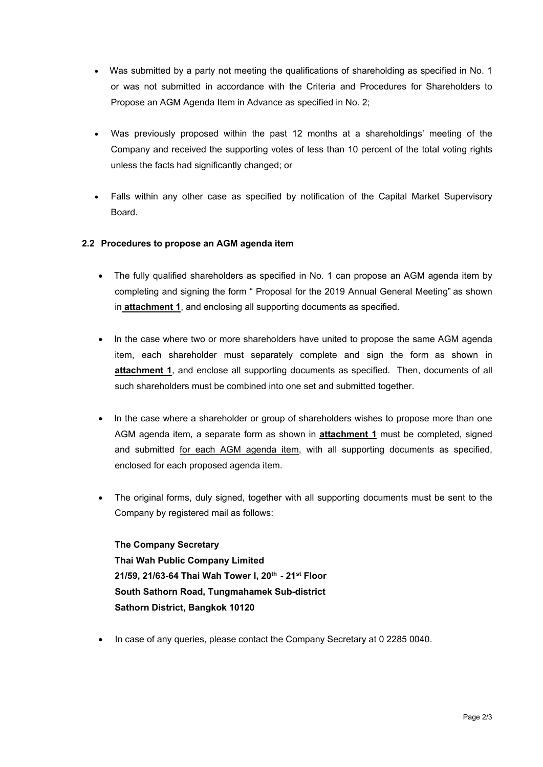- Was submitted by a party not meeting the qualifications of shareholding as specified in No. 1 or was not submitted in accordance with the Criteria and Procedures for Shareholders to Propose an AGM Agenda Item in Advance as specified in No. 2;

- Was previously proposed within the past 12 months at a shareholdings' meeting of the Company and received the supporting votes of less than 10 percent of the total voting rights unless the facts had significantly changed; or

- Falls within any other case as specified by notification of the Capital Market Supervisory Board.

**2.2 Procedures to propose an AGM agenda item**

- The fully qualified shareholders as specified in No. 1 can propose an AGM agenda item by completing and signing the form " Proposal for the 2019 Annual General Meeting" as shown in **attachment 1**, and enclosing all supporting documents as specified.

- In the case where two or more shareholders have united to propose the same AGM agenda item, each shareholder must separately complete and sign the form as shown in **attachment 1**, and enclose all supporting documents as specified. Then, documents of all such shareholders must be combined into one set and submitted together.

- In the case where a shareholder or group of shareholders wishes to propose more than one AGM agenda item, a separate form as shown in **attachment 1** must be completed, signed and submitted for each AGM agenda item, with all supporting documents as specified, enclosed for each proposed agenda item.

- The original forms, duly signed, together with all supporting documents must be sent to the Company by registered mail as follows:

  **The Company Secretary**
  **Thai Wah Public Company Limited**
  **21/59, 21/63-64 Thai Wah Tower I, 20th - 21st Floor**
  **South Sathorn Road, Tungmahamek Sub-district**
  **Sathorn District, Bangkok 10120**

- In case of any queries, please contact the Company Secretary at 0 2285 0040.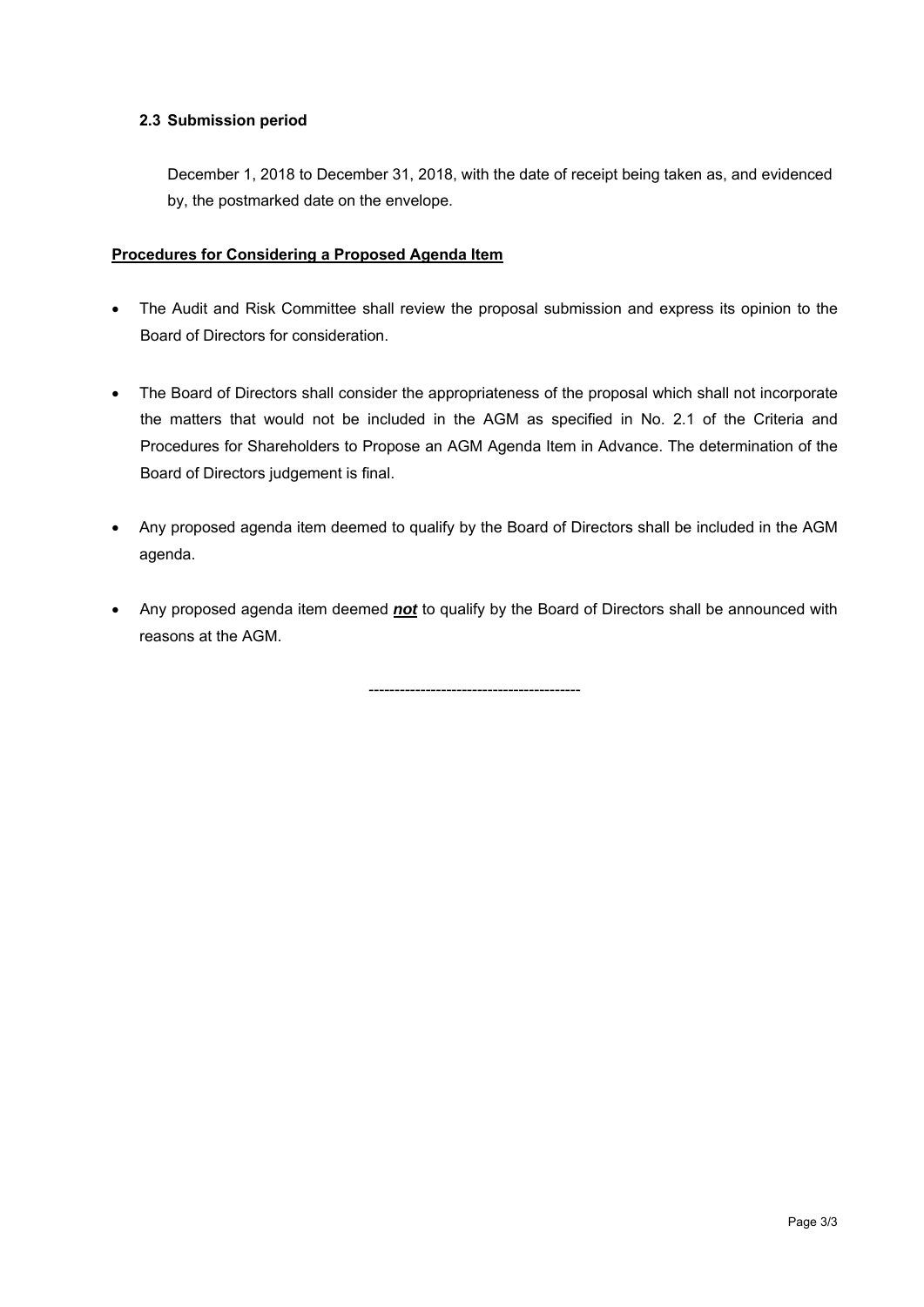### 2.3 Submission period

December 1, 2018 to December 31, 2018, with the date of receipt being taken as, and evidenced by, the postmarked date on the envelope.

**Procedures for Considering a Proposed Agenda Item**

- The Audit and Risk Committee shall review the proposal submission and express its opinion to the Board of Directors for consideration.

- The Board of Directors shall consider the appropriateness of the proposal which shall not incorporate the matters that would not be included in the AGM as specified in No. 2.1 of the Criteria and Procedures for Shareholders to Propose an AGM Agenda Item in Advance. The determination of the Board of Directors judgement is final.

- Any proposed agenda item deemed to qualify by the Board of Directors shall be included in the AGM agenda.

- Any proposed agenda item deemed ***not*** to qualify by the Board of Directors shall be announced with reasons at the AGM.

----------------------------------------